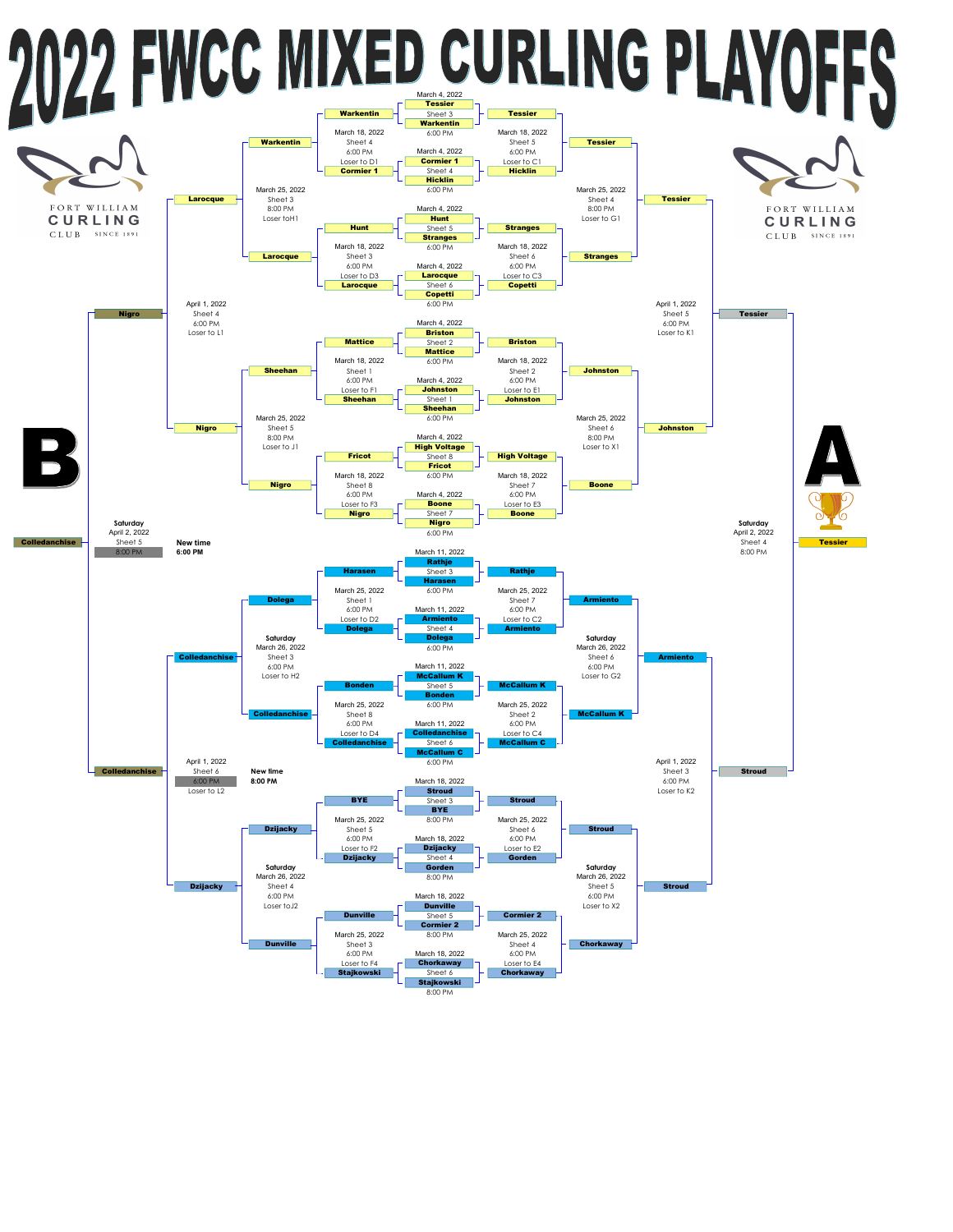# 2022 FWCC MIXED CURLING PLAYOFFS

FORT WILLIAM CURLING CLUB SINCE 1891

## A Side (Top bracket)

**March 4, 2022 – 6:00 PM**

| Game | Team 1 | Sheet | Team 2 | Winner |
|---|---|---|---|---|
| 1 | Tessier | Sheet 3 | Warkentin | Warkentin / Tessier |
| 2 | Cormier 1 | Sheet 4 | Hicklin | Cormier 1 / Hicklin |
| 3 | Hunt | Sheet 5 | Stranges | Hunt / Stranges |
| 4 | Larocque | Sheet 6 | Copetti | Larocque / Copetti |
| 5 | Briston | Sheet 2 | Mattice | Mattice / Briston |
| 6 | Johnston | Sheet 1 | Sheehan | Sheehan / Johnston |
| 7 | High Voltage | Sheet 8 | Fricot | Fricot / High Voltage |
| 8 | Boone | Sheet 7 | Nigro | Nigro / Boone |

**March 18, 2022 – 6:00 PM**

- Warkentin vs Cormier 1 — Sheet 4, Loser to D1 → Warkentin
- Tessier vs Hicklin — Sheet 5, Loser to C1 → Tessier
- Hunt vs Larocque — Sheet 3, Loser to D3 → Larocque
- Stranges vs Copetti — Sheet 6, Loser to C3 → Stranges
- Mattice vs Sheehan — Sheet 1, Loser to F1 → Sheehan
- Briston vs Johnston — Sheet 2, Loser to E1 → Johnston
- Fricot vs Nigro — Sheet 8, Loser to F3 → Nigro
- High Voltage vs Boone — Sheet 7, Loser to E3 → Boone

**March 25, 2022 – 8:00 PM**

- Warkentin vs Larocque — Sheet 3, Loser to H1 → Larocque
- Tessier vs Stranges — Sheet 4, Loser to G1 → Tessier
- Sheehan vs Nigro — Sheet 5, Loser to J1 → Nigro
- Johnston vs Boone — Sheet 6, Loser to X1 → Johnston

**April 1, 2022 – 6:00 PM**

- Larocque vs Nigro — Sheet 4, Loser to L1 → Nigro
- Tessier vs Johnston — Sheet 5, Loser to K1 → Tessier

## B Side (Bottom bracket)

**March 11, 2022 – 6:00 PM**

| Game | Team 1 | Sheet | Team 2 | Winner |
|---|---|---|---|---|
| 1 | Rathje | Sheet 3 | Harasen | Harasen / Rathje |
| 2 | Armiento | Sheet 4 | Dolega | Dolega / Armiento |
| 3 | McCallum K | Sheet 5 | Bonden | Bonden / McCallum K |
| 4 | Colledanchise | Sheet 6 | McCallum C | Colledanchise / McCallum C |

**March 18, 2022 – 8:00 PM**

| Game | Team 1 | Sheet | Team 2 | Winner |
|---|---|---|---|---|
| 1 | Stroud | Sheet 3 | BYE | BYE / Stroud |
| 2 | Dzijacky | Sheet 4 | Gorden | Dzijacky / Gorden |
| 3 | Dunville | Sheet 5 | Cormier 2 | Dunville / Cormier 2 |
| 4 | Chorkaway | Sheet 6 | Stajkowski | Stajkowski / Chorkaway |

**March 25, 2022 – 6:00 PM**

- Harasen vs Dolega — Sheet 1, Loser to D2 → Dolega
- Rathje vs Armiento — Sheet 7, Loser to C2 → Armiento
- Bonden vs Colledanchise — Sheet 8, Loser to D4 → Colledanchise
- McCallum K vs McCallum C — Sheet 2, Loser to C4 → McCallum K
- BYE vs Dzijacky — Sheet 5, Loser to F2 → Dzijacky
- Stroud vs Gorden — Sheet 6, Loser to E2 → Stroud
- Dunville vs Stajkowski — Sheet 3, Loser to F4 → Dunville
- Cormier 2 vs Chorkaway — Sheet 4, Loser to E4 → Chorkaway

**Saturday March 26, 2022 – 6:00 PM**

- Dolega vs Colledanchise — Sheet 3, Loser to H2 → Colledanchise
- Armiento vs McCallum K — Sheet 6, Loser to G2 → Armiento
- Dzijacky vs Dunville — Sheet 4, Loser to J2 → Dzijacky
- Stroud vs Chorkaway — Sheet 5, Loser to X2 → Stroud

**April 1, 2022**

- Colledanchise vs Dzijacky — Sheet 6, ~~6:00 PM~~ New time 8:00 PM, Loser to L2 → Colledanchise
- Armiento vs Stroud — Sheet 3, 6:00 PM, Loser to K2 → Stroud

## Finals

**Saturday April 2, 2022**

- **B:** Nigro vs Colledanchise — Sheet 5, ~~8:00 PM~~ New time 6:00 PM → **Colledanchise**
- **A:** Tessier vs Stroud — Sheet 4, 8:00 PM → **Tessier**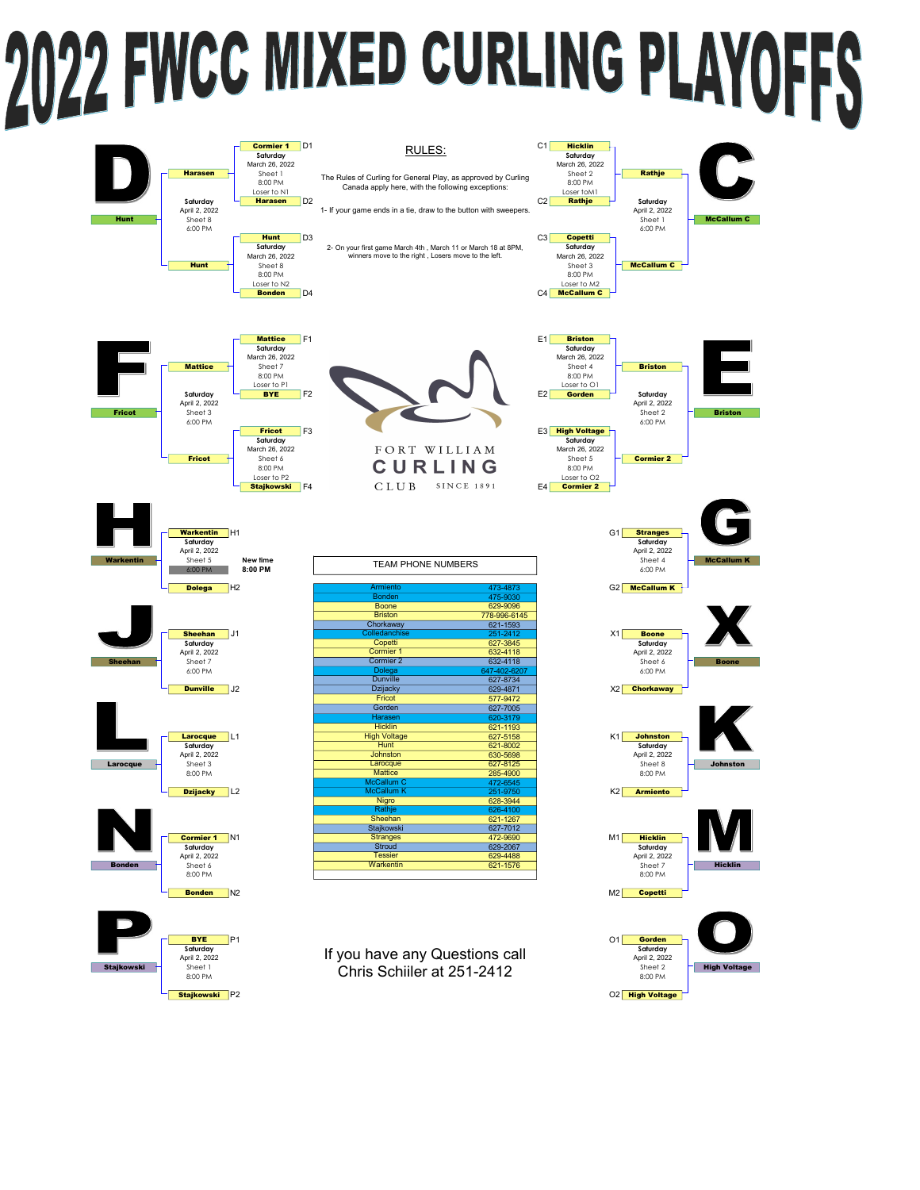# 2022 FWCC MIXED CURLING PLAYOFFS

## RULES:

The Rules of Curling for General Play, as approved by Curling Canada apply here, with the following exceptions:

1- If your game ends in a tie, draw to the button with sweepers.

2- On your first game March 4th , March 11 or March 18 at 8PM, winners move to the right , Losers move to the left.

## D

- D1 Cormier 1 — Saturday March 26, 2022, Sheet 1, 8:00 PM, Loser to N1
- D2 Harasen
- Winner: Harasen
- D3 Hunt — Saturday March 26, 2022, Sheet 8, 8:00 PM, Loser to N2
- D4 Bonden
- Winner: Hunt
- Final: Saturday April 2, 2022, Sheet 8, 6:00 PM — **Hunt**

## C

- C1 Hicklin — Saturday March 26, 2022, Sheet 2, 8:00 PM, Loser toM1
- C2 Rathje
- Winner: Rathje
- C3 Copetti — Saturday March 26, 2022, Sheet 3, 8:00 PM, Loser to M2
- C4 McCallum C
- Winner: McCallum C
- Final: Saturday April 2, 2022, Sheet 1, 6:00 PM — **McCallum C**

## F

- F1 Mattice — Saturday March 26, 2022, Sheet 7, 8:00 PM, Loser to P1
- F2 BYE
- Winner: Mattice
- F3 Fricot — Saturday March 26, 2022, Sheet 6, 8:00 PM, Loser to P2
- F4 Stajkowski
- Winner: Fricot
- Final: Saturday April 2, 2022, Sheet 3, 6:00 PM — **Fricot**

## E

- E1 Briston — Saturday March 26, 2022, Sheet 4, 8:00 PM, Loser to O1
- E2 Gorden
- Winner: Briston
- E3 High Voltage — Saturday March 26, 2022, Sheet 5, 8:00 PM, Loser to O2
- E4 Cormier 2
- Winner: Cormier 2
- Final: Saturday April 2, 2022, Sheet 2, 6:00 PM — **Briston**

FORT WILLIAM CURLING CLUB SINCE 1891

## H

- H1 Warkentin
- H2 Dolega
- Saturday April 2, 2022, Sheet 5, 6:00 PM — New time 8:00 PM
- Winner: **Warkentin**

## G

- G1 Stranges
- G2 McCallum K
- Saturday April 2, 2022, Sheet 4, 6:00 PM
- Winner: **McCallum K**

## J

- J1 Sheehan
- J2 Dunville
- Saturday April 2, 2022, Sheet 7, 6:00 PM
- Winner: **Sheehan**

## X

- X1 Boone
- X2 Chorkaway
- Saturday April 2, 2022, Sheet 6, 6:00 PM
- Winner: **Boone**

## L

- L1 Larocque
- L2 Dzijacky
- Saturday April 2, 2022, Sheet 3, 8:00 PM
- Winner: **Larocque**

## K

- K1 Johnston
- K2 Armiento
- Saturday April 2, 2022, Sheet 8, 8:00 PM
- Winner: **Johnston**

## N

- N1 Cormier 1
- N2 Bonden
- Saturday April 2, 2022, Sheet 6, 8:00 PM
- Winner: **Bonden**

## M

- M1 Hicklin
- M2 Copetti
- Saturday April 2, 2022, Sheet 7, 8:00 PM
- Winner: **Hicklin**

## P

- P1 BYE
- P2 Stajkowski
- Saturday April 2, 2022, Sheet 1, 8:00 PM
- Winner: **Stajkowski**

## O

- O1 Gorden
- O2 High Voltage
- Saturday April 2, 2022, Sheet 2, 8:00 PM
- Winner: **High Voltage**

## TEAM PHONE NUMBERS

| | |
|---|---|
| Armiento | 473-4873 |
| Bonden | 475-9030 |
| Boone | 629-9096 |
| Briston | 778-996-6145 |
| Chorkaway | 621-1593 |
| Colledanchise | 251-2412 |
| Copetti | 627-3845 |
| Cormier 1 | 632-4118 |
| Cormier 2 | 632-4118 |
| Dolega | 647-402-6207 |
| Dunville | 627-8734 |
| Dzijacky | 629-4871 |
| Fricot | 577-9472 |
| Gorden | 627-7005 |
| Harasen | 620-3179 |
| Hicklin | 621-1193 |
| High Voltage | 627-5158 |
| Hunt | 621-8002 |
| Johnston | 630-5698 |
| Larocque | 627-8125 |
| Mattice | 285-4900 |
| McCallum C | 472-6545 |
| McCallum K | 251-9750 |
| Nigro | 628-3944 |
| Rathje | 626-4100 |
| Sheehan | 621-1267 |
| Stajkowski | 627-7012 |
| Stranges | 472-9690 |
| Stroud | 629-2067 |
| Tessier | 629-4488 |
| Warkentin | 621-1576 |

If you have any Questions call Chris Schiiler at 251-2412